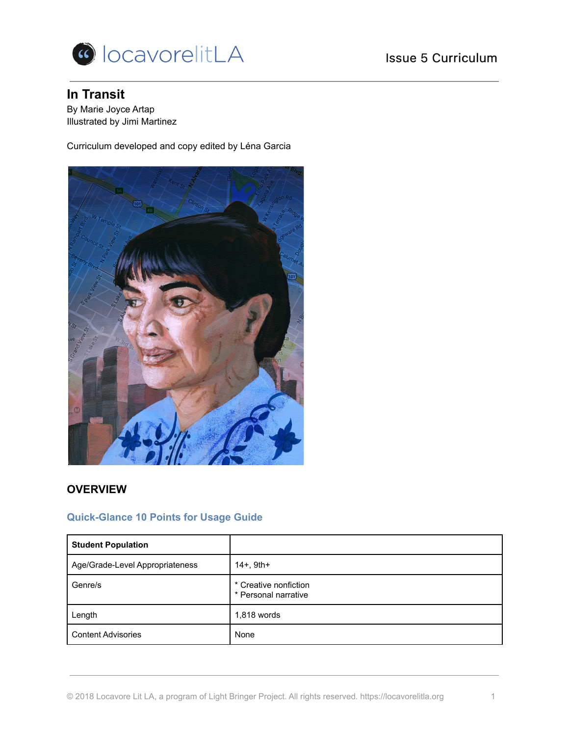# In Transit

By Marie Joyce Artap
Illustrated by Jimi Martinez

Curriculum developed and copy edited by Léna Garcia

## OVERVIEW

### Quick-Glance 10 Points for Usage Guide

| Student Population | |
|---|---|
| Age/Grade-Level Appropriateness | 14+, 9th+ |
| Genre/s | * Creative nonfiction<br>* Personal narrative |
| Length | 1,818 words |
| Content Advisories | None |

© 2018 Locavore Lit LA, a program of Light Bringer Project. All rights reserved. https://locavorelitla.org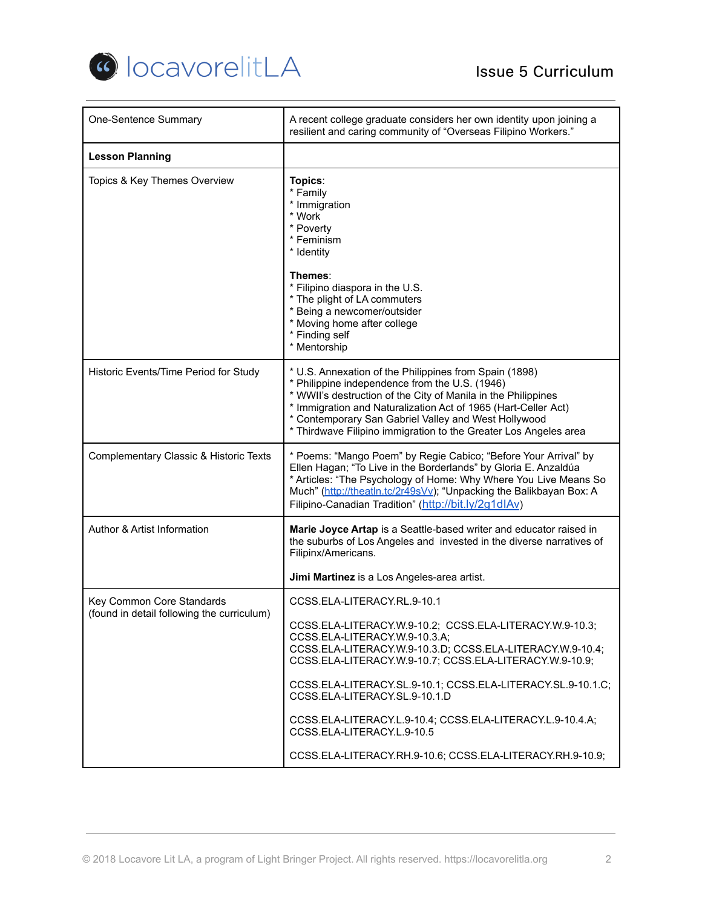| | |
|---|---|
| One-Sentence Summary | A recent college graduate considers her own identity upon joining a resilient and caring community of "Overseas Filipino Workers." |
| **Lesson Planning** | |
| Topics & Key Themes Overview | **Topics**:<br>* Family<br>* Immigration<br>* Work<br>* Poverty<br>* Feminism<br>* Identity<br><br>**Themes**:<br>* Filipino diaspora in the U.S.<br>* The plight of LA commuters<br>* Being a newcomer/outsider<br>* Moving home after college<br>* Finding self<br>* Mentorship |
| Historic Events/Time Period for Study | * U.S. Annexation of the Philippines from Spain (1898)<br>* Philippine independence from the U.S. (1946)<br>* WWII's destruction of the City of Manila in the Philippines<br>* Immigration and Naturalization Act of 1965 (Hart-Celler Act)<br>* Contemporary San Gabriel Valley and West Hollywood<br>* Thirdwave Filipino immigration to the Greater Los Angeles area |
| Complementary Classic & Historic Texts | * Poems: "Mango Poem" by Regie Cabico; "Before Your Arrival" by Ellen Hagan; "To Live in the Borderlands" by Gloria E. Anzaldúa<br>* Articles: "The Psychology of Home: Why Where You Live Means So Much" (http://theatln.tc/2r49sVv); "Unpacking the Balikbayan Box: A Filipino-Canadian Tradition" (http://bit.ly/2g1dIAv) |
| Author & Artist Information | **Marie Joyce Artap** is a Seattle-based writer and educator raised in the suburbs of Los Angeles and invested in the diverse narratives of Filipinx/Americans.<br><br>**Jimi Martinez** is a Los Angeles-area artist. |
| Key Common Core Standards<br>(found in detail following the curriculum) | CCSS.ELA-LITERACY.RL.9-10.1<br><br>CCSS.ELA-LITERACY.W.9-10.2; CCSS.ELA-LITERACY.W.9-10.3; CCSS.ELA-LITERACY.W.9-10.3.A; CCSS.ELA-LITERACY.W.9-10.3.D; CCSS.ELA-LITERACY.W.9-10.4; CCSS.ELA-LITERACY.W.9-10.7; CCSS.ELA-LITERACY.W.9-10.9;<br><br>CCSS.ELA-LITERACY.SL.9-10.1; CCSS.ELA-LITERACY.SL.9-10.1.C; CCSS.ELA-LITERACY.SL.9-10.1.D<br><br>CCSS.ELA-LITERACY.L.9-10.4; CCSS.ELA-LITERACY.L.9-10.4.A; CCSS.ELA-LITERACY.L.9-10.5<br><br>CCSS.ELA-LITERACY.RH.9-10.6; CCSS.ELA-LITERACY.RH.9-10.9; |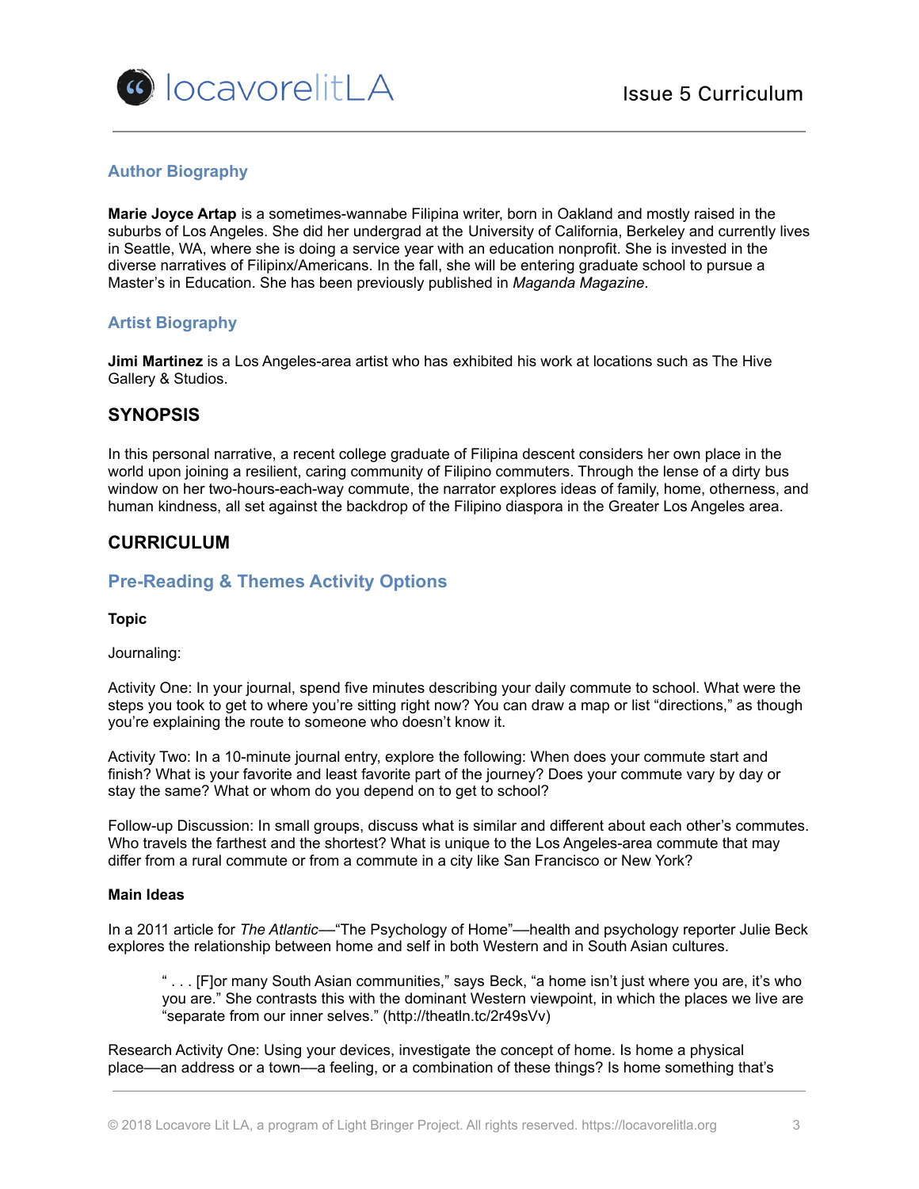## Author Biography

**Marie Joyce Artap** is a sometimes-wannabe Filipina writer, born in Oakland and mostly raised in the suburbs of Los Angeles. She did her undergrad at the University of California, Berkeley and currently lives in Seattle, WA, where she is doing a service year with an education nonprofit. She is invested in the diverse narratives of Filipinx/Americans. In the fall, she will be entering graduate school to pursue a Master's in Education. She has been previously published in *Maganda Magazine*.

## Artist Biography

**Jimi Martinez** is a Los Angeles-area artist who has exhibited his work at locations such as The Hive Gallery & Studios.

# SYNOPSIS

In this personal narrative, a recent college graduate of Filipina descent considers her own place in the world upon joining a resilient, caring community of Filipino commuters. Through the lens of a dirty bus window on her two-hours-each-way commute, the narrator explores ideas of family, home, otherness, and human kindness, all set against the backdrop of the Filipino diaspora in the Greater Los Angeles area.

# CURRICULUM

## Pre-Reading & Themes Activity Options

**Topic**

Journaling:

Activity One: In your journal, spend five minutes describing your daily commute to school. What were the steps you took to get to where you're sitting right now? You can draw a map or list "directions," as though you're explaining the route to someone who doesn't know it.

Activity Two: In a 10-minute journal entry, explore the following: When does your commute start and finish? What is your favorite and least favorite part of the journey? Does your commute vary by day or stay the same? What or whom do you depend on to get to school?

Follow-up Discussion: In small groups, discuss what is similar and different about each other's commutes. Who travels the farthest and the shortest? What is unique to the Los Angeles-area commute that may differ from a rural commute or from a commute in a city like San Francisco or New York?

**Main Ideas**

In a 2011 article for *The Atlantic*—"The Psychology of Home"—health and psychology reporter Julie Beck explores the relationship between home and self in both Western and in South Asian cultures.

> " . . . [F]or many South Asian communities," says Beck, "a home isn't just where you are, it's who you are." She contrasts this with the dominant Western viewpoint, in which the places we live are "separate from our inner selves." (http://theatln.tc/2r49sVv)

Research Activity One: Using your devices, investigate the concept of home. Is home a physical place—an address or a town—a feeling, or a combination of these things? Is home something that's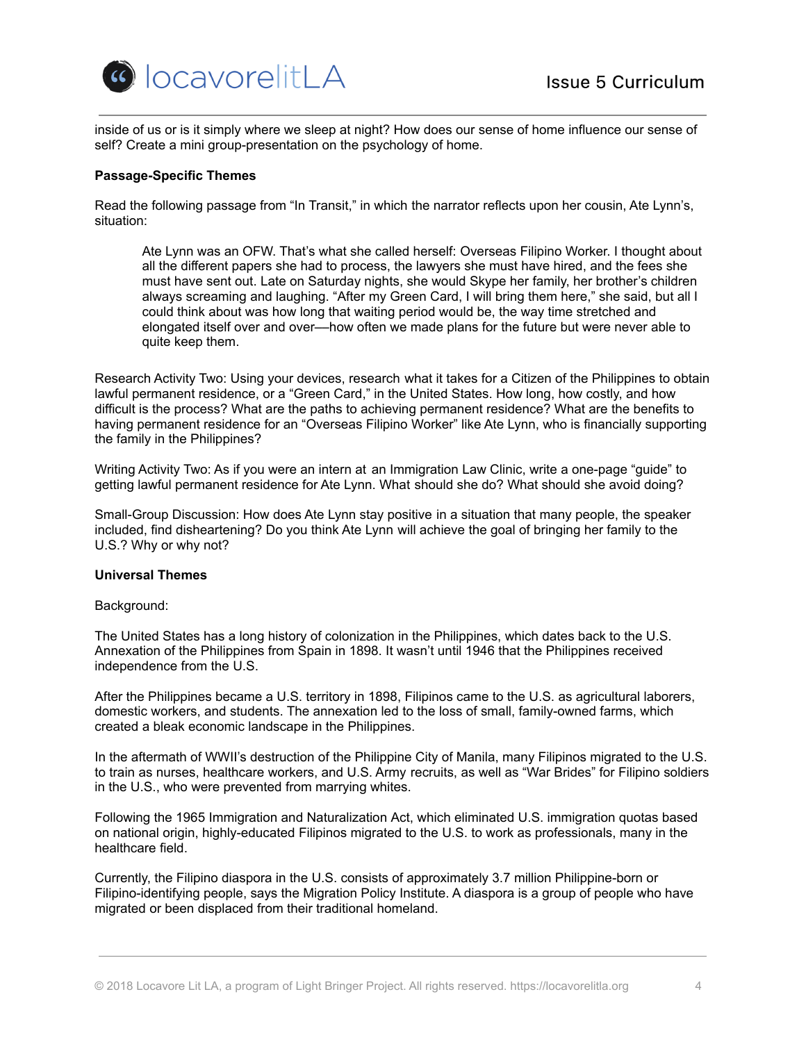inside of us or is it simply where we sleep at night? How does our sense of home influence our sense of self? Create a mini group-presentation on the psychology of home.

**Passage-Specific Themes**

Read the following passage from "In Transit," in which the narrator reflects upon her cousin, Ate Lynn's, situation:

> Ate Lynn was an OFW. That's what she called herself: Overseas Filipino Worker. I thought about all the different papers she had to process, the lawyers she must have hired, and the fees she must have sent out. Late on Saturday nights, she would Skype her family, her brother's children always screaming and laughing. "After my Green Card, I will bring them here," she said, but all I could think about was how long that waiting period would be, the way time stretched and elongated itself over and over—how often we made plans for the future but were never able to quite keep them.

Research Activity Two: Using your devices, research what it takes for a Citizen of the Philippines to obtain lawful permanent residence, or a "Green Card," in the United States. How long, how costly, and how difficult is the process? What are the paths to achieving permanent residence? What are the benefits to having permanent residence for an "Overseas Filipino Worker" like Ate Lynn, who is financially supporting the family in the Philippines?

Writing Activity Two: As if you were an intern at an Immigration Law Clinic, write a one-page "guide" to getting lawful permanent residence for Ate Lynn. What should she do? What should she avoid doing?

Small-Group Discussion: How does Ate Lynn stay positive in a situation that many people, the speaker included, find disheartening? Do you think Ate Lynn will achieve the goal of bringing her family to the U.S.? Why or why not?

**Universal Themes**

Background:

The United States has a long history of colonization in the Philippines, which dates back to the U.S. Annexation of the Philippines from Spain in 1898. It wasn't until 1946 that the Philippines received independence from the U.S.

After the Philippines became a U.S. territory in 1898, Filipinos came to the U.S. as agricultural laborers, domestic workers, and students. The annexation led to the loss of small, family-owned farms, which created a bleak economic landscape in the Philippines.

In the aftermath of WWII's destruction of the Philippine City of Manila, many Filipinos migrated to the U.S. to train as nurses, healthcare workers, and U.S. Army recruits, as well as "War Brides" for Filipino soldiers in the U.S., who were prevented from marrying whites.

Following the 1965 Immigration and Naturalization Act, which eliminated U.S. immigration quotas based on national origin, highly-educated Filipinos migrated to the U.S. to work as professionals, many in the healthcare field.

Currently, the Filipino diaspora in the U.S. consists of approximately 3.7 million Philippine-born or Filipino-identifying people, says the Migration Policy Institute. A diaspora is a group of people who have migrated or been displaced from their traditional homeland.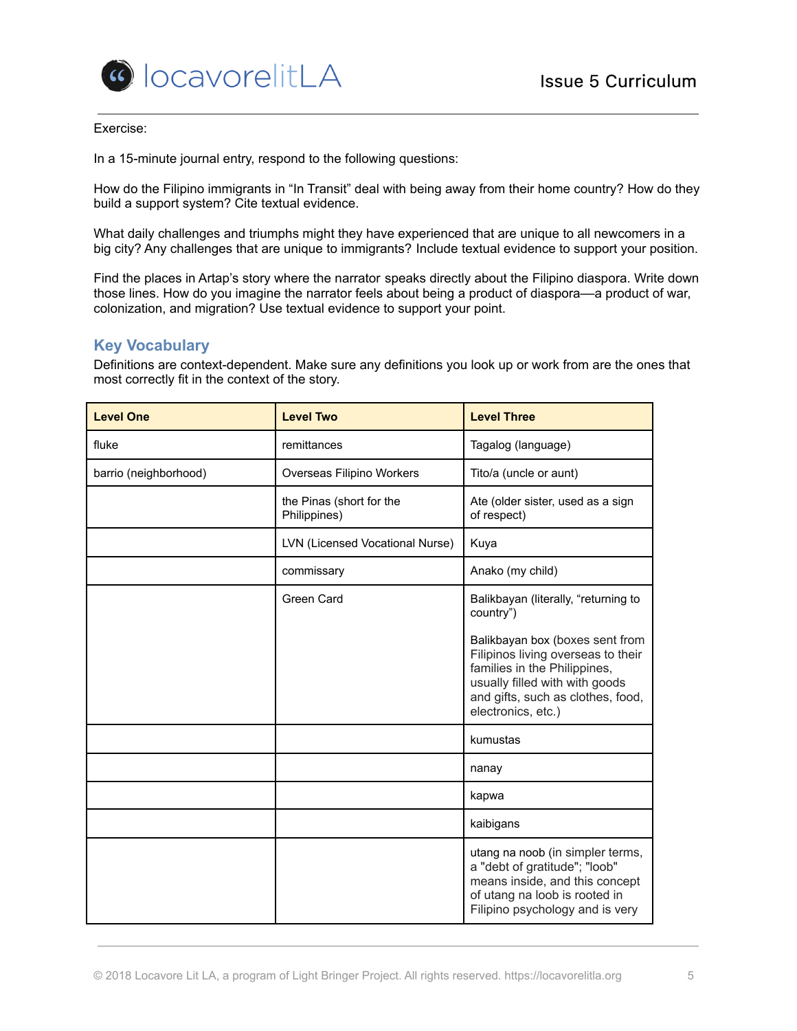Exercise:

In a 15-minute journal entry, respond to the following questions:

How do the Filipino immigrants in "In Transit" deal with being away from their home country? How do they build a support system? Cite textual evidence.

What daily challenges and triumphs might they have experienced that are unique to all newcomers in a big city? Any challenges that are unique to immigrants? Include textual evidence to support your position.

Find the places in Artap's story where the narrator speaks directly about the Filipino diaspora. Write down those lines. How do you imagine the narrator feels about being a product of diaspora—a product of war, colonization, and migration? Use textual evidence to support your point.

## Key Vocabulary

Definitions are context-dependent. Make sure any definitions you look up or work from are the ones that most correctly fit in the context of the story.

| Level One | Level Two | Level Three |
|---|---|---|
| fluke | remittances | Tagalog (language) |
| barrio (neighborhood) | Overseas Filipino Workers | Tito/a (uncle or aunt) |
| | the Pinas (short for the Philippines) | Ate (older sister, used as a sign of respect) |
| | LVN (Licensed Vocational Nurse) | Kuya |
| | commissary | Anako (my child) |
| | Green Card | Balikbayan (literally, "returning to country")<br><br>Balikbayan box (boxes sent from Filipinos living overseas to their families in the Philippines, usually filled with with goods and gifts, such as clothes, food, electronics, etc.) |
| | | kumustas |
| | | nanay |
| | | kapwa |
| | | kaibigans |
| | | utang na noob (in simpler terms, a "debt of gratitude"; "loob" means inside, and this concept of utang na loob is rooted in Filipino psychology and is very |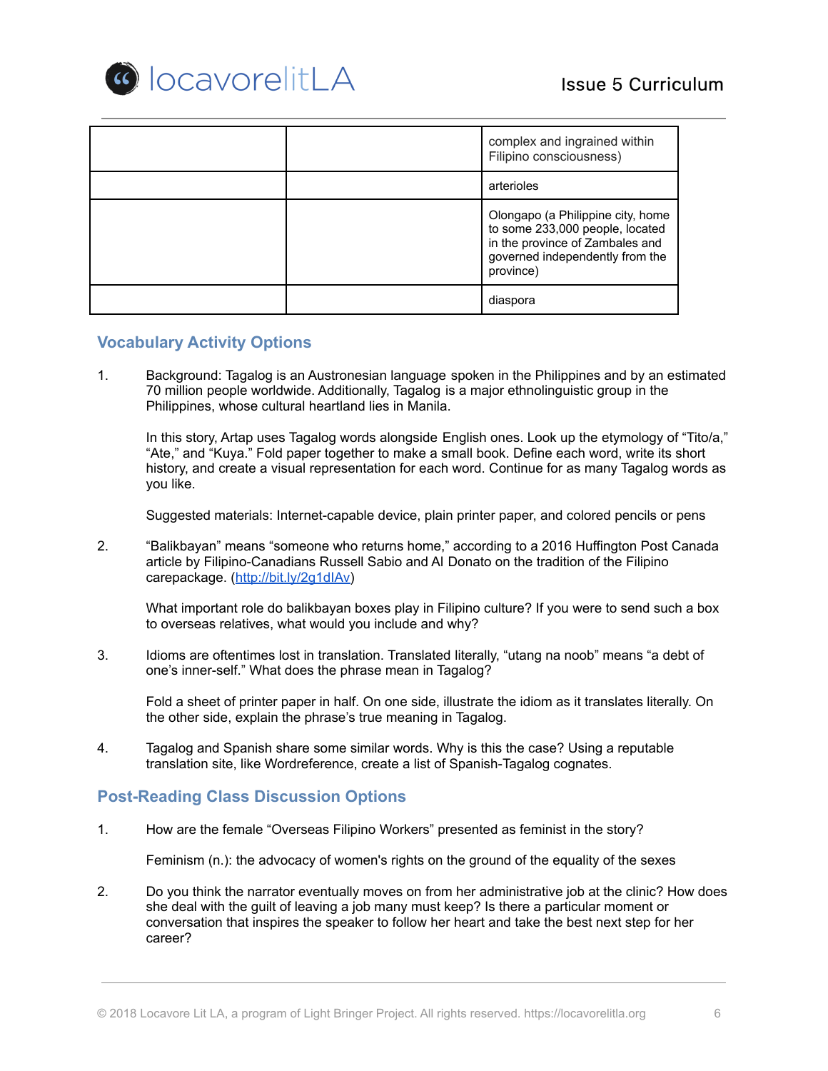| | | |
|---|---|---|
| | | complex and ingrained within Filipino consciousness) |
| | | arterioles |
| | | Olongapo (a Philippine city, home to some 233,000 people, located in the province of Zambales and governed independently from the province) |
| | | diaspora |

## Vocabulary Activity Options

1. Background: Tagalog is an Austronesian language spoken in the Philippines and by an estimated 70 million people worldwide. Additionally, Tagalog is a major ethnolinguistic group in the Philippines, whose cultural heartland lies in Manila.

   In this story, Artap uses Tagalog words alongside English ones. Look up the etymology of "Tito/a," "Ate," and "Kuya." Fold paper together to make a small book. Define each word, write its short history, and create a visual representation for each word. Continue for as many Tagalog words as you like.

   Suggested materials: Internet-capable device, plain printer paper, and colored pencils or pens

2. "Balikbayan" means "someone who returns home," according to a 2016 Huffington Post Canada article by Filipino-Canadians Russell Sabio and Al Donato on the tradition of the Filipino carepackage. (http://bit.ly/2g1dIAv)

   What important role do balikbayan boxes play in Filipino culture? If you were to send such a box to overseas relatives, what would you include and why?

3. Idioms are oftentimes lost in translation. Translated literally, "utang na noob" means "a debt of one's inner-self." What does the phrase mean in Tagalog?

   Fold a sheet of printer paper in half. On one side, illustrate the idiom as it translates literally. On the other side, explain the phrase's true meaning in Tagalog.

4. Tagalog and Spanish share some similar words. Why is this the case? Using a reputable translation site, like Wordreference, create a list of Spanish-Tagalog cognates.

## Post-Reading Class Discussion Options

1. How are the female "Overseas Filipino Workers" presented as feminist in the story?

   Feminism (n.): the advocacy of women's rights on the ground of the equality of the sexes

2. Do you think the narrator eventually moves on from her administrative job at the clinic? How does she deal with the guilt of leaving a job many must keep? Is there a particular moment or conversation that inspires the speaker to follow her heart and take the best next step for her career?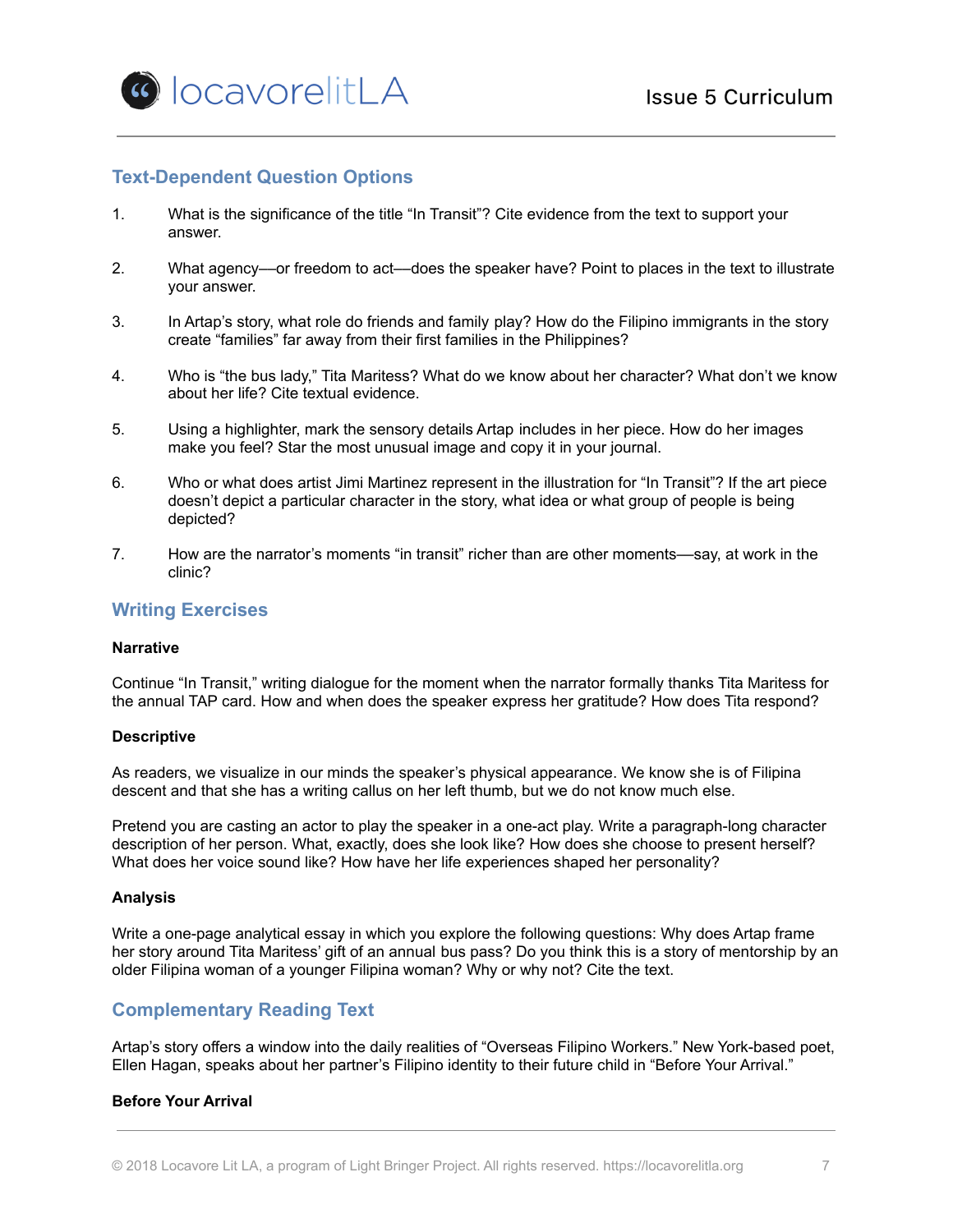## Text-Dependent Question Options

1. What is the significance of the title "In Transit"? Cite evidence from the text to support your answer.

2. What agency—or freedom to act—does the speaker have? Point to places in the text to illustrate your answer.

3. In Artap's story, what role do friends and family play? How do the Filipino immigrants in the story create "families" far away from their first families in the Philippines?

4. Who is "the bus lady," Tita Maritess? What do we know about her character? What don't we know about her life? Cite textual evidence.

5. Using a highlighter, mark the sensory details Artap includes in her piece. How do her images make you feel? Star the most unusual image and copy it in your journal.

6. Who or what does artist Jimi Martinez represent in the illustration for "In Transit"? If the art piece doesn't depict a particular character in the story, what idea or what group of people is being depicted?

7. How are the narrator's moments "in transit" richer than are other moments—say, at work in the clinic?

## Writing Exercises

**Narrative**

Continue "In Transit," writing dialogue for the moment when the narrator formally thanks Tita Maritess for the annual TAP card. How and when does the speaker express her gratitude? How does Tita respond?

**Descriptive**

As readers, we visualize in our minds the speaker's physical appearance. We know she is of Filipina descent and that she has a writing callus on her left thumb, but we do not know much else.

Pretend you are casting an actor to play the speaker in a one-act play. Write a paragraph-long character description of her person. What, exactly, does she look like? How does she choose to present herself? What does her voice sound like? How have her life experiences shaped her personality?

**Analysis**

Write a one-page analytical essay in which you explore the following questions: Why does Artap frame her story around Tita Maritess' gift of an annual bus pass? Do you think this is a story of mentorship by an older Filipina woman of a younger Filipina woman? Why or why not? Cite the text.

## Complementary Reading Text

Artap's story offers a window into the daily realities of "Overseas Filipino Workers." New York-based poet, Ellen Hagan, speaks about her partner's Filipino identity to their future child in "Before Your Arrival."

**Before Your Arrival**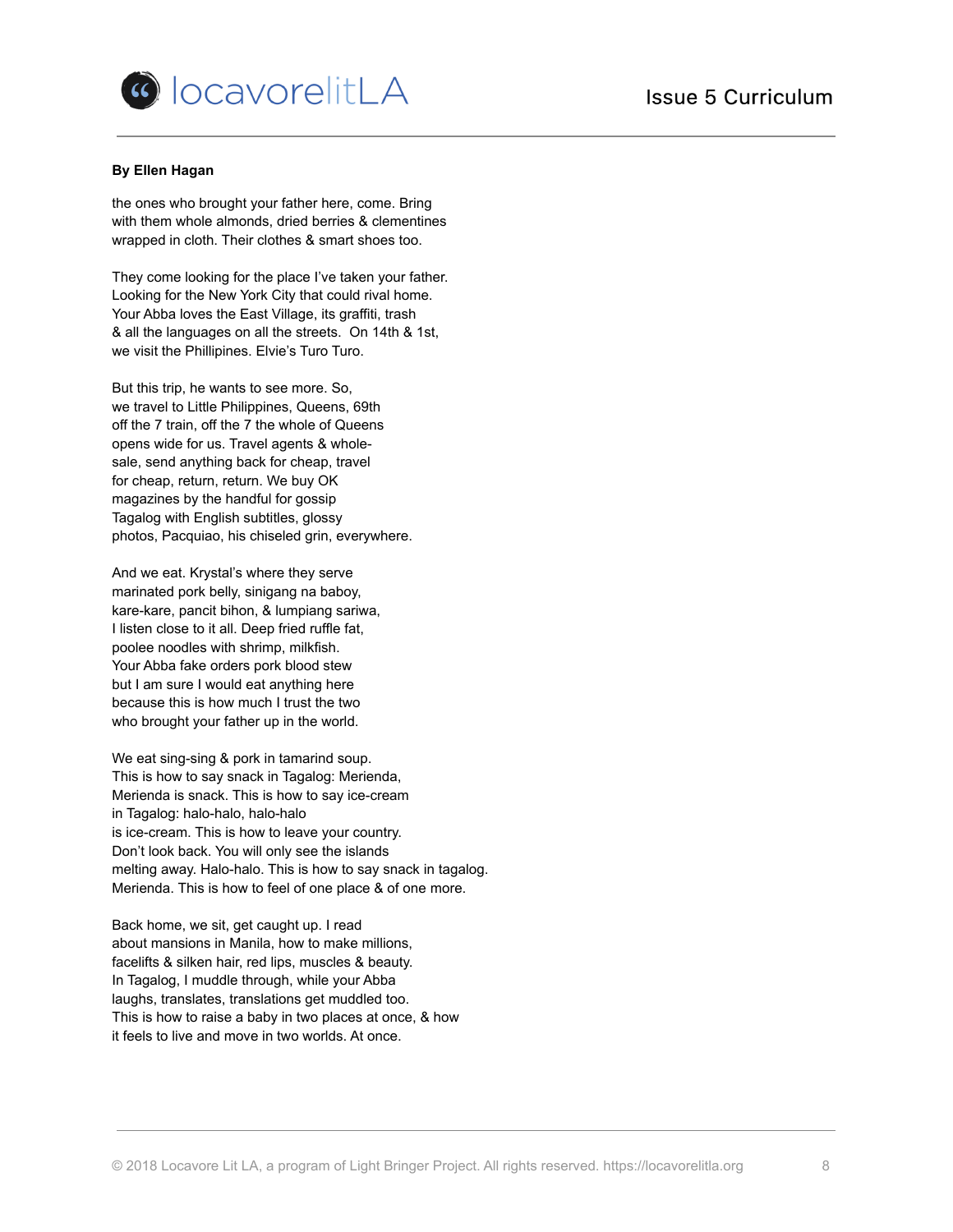**By Ellen Hagan**

the ones who brought your father here, come. Bring
with them whole almonds, dried berries & clementines
wrapped in cloth. Their clothes & smart shoes too.

They come looking for the place I've taken your father.
Looking for the New York City that could rival home.
Your Abba loves the East Village, its graffiti, trash
& all the languages on all the streets.  On 14th & 1st,
we visit the Phillipines. Elvie's Turo Turo.

But this trip, he wants to see more. So,
we travel to Little Philippines, Queens, 69th
off the 7 train, off the 7 the whole of Queens
opens wide for us. Travel agents & whole-
sale, send anything back for cheap, travel
for cheap, return, return. We buy OK
magazines by the handful for gossip
Tagalog with English subtitles, glossy
photos, Pacquiao, his chiseled grin, everywhere.

And we eat. Krystal's where they serve
marinated pork belly, sinigang na baboy,
kare-kare, pancit bihon, & lumpiang sariwa,
I listen close to it all. Deep fried ruffle fat,
poolee noodles with shrimp, milkfish.
Your Abba fake orders pork blood stew
but I am sure I would eat anything here
because this is how much I trust the two
who brought your father up in the world.

We eat sing-sing & pork in tamarind soup.
This is how to say snack in Tagalog: Merienda,
Merienda is snack. This is how to say ice-cream
in Tagalog: halo-halo, halo-halo
is ice-cream. This is how to leave your country.
Don't look back. You will only see the islands
melting away. Halo-halo. This is how to say snack in tagalog.
Merienda. This is how to feel of one place & of one more.

Back home, we sit, get caught up. I read
about mansions in Manila, how to make millions,
facelifts & silken hair, red lips, muscles & beauty.
In Tagalog, I muddle through, while your Abba
laughs, translates, translations get muddled too.
This is how to raise a baby in two places at once, & how
it feels to live and move in two worlds. At once.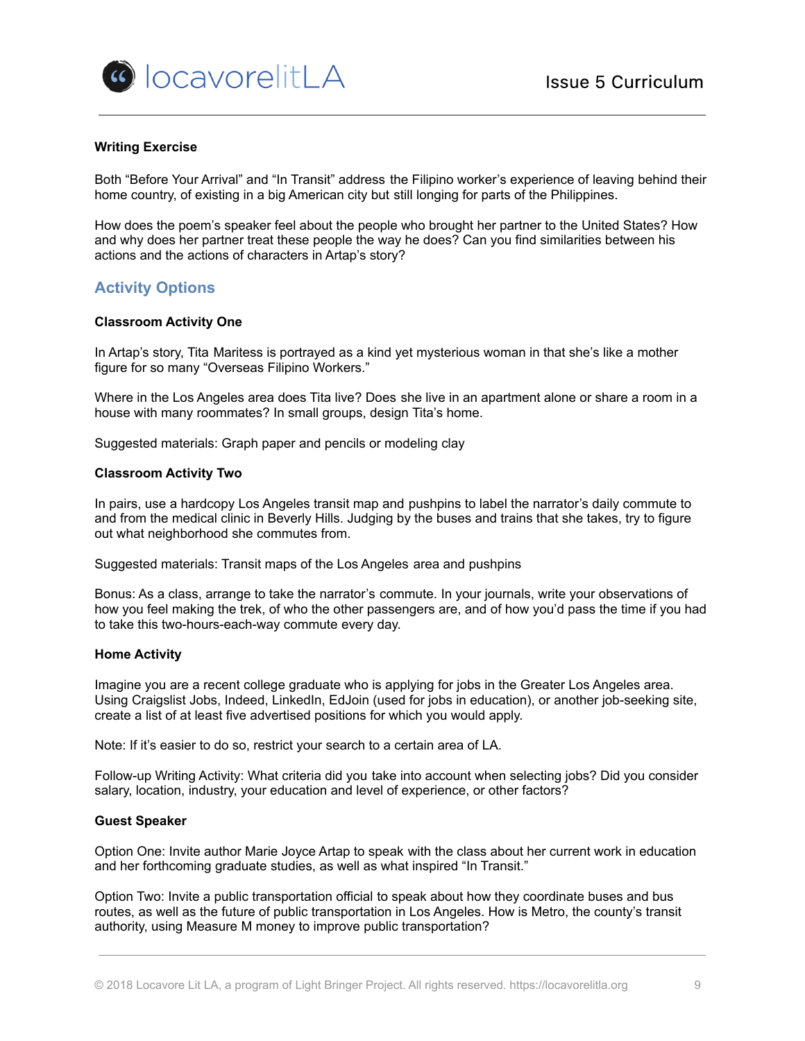**Writing Exercise**

Both "Before Your Arrival" and "In Transit" address the Filipino worker's experience of leaving behind their home country, of existing in a big American city but still longing for parts of the Philippines.

How does the poem's speaker feel about the people who brought her partner to the United States? How and why does her partner treat these people the way he does? Can you find similarities between his actions and the actions of characters in Artap's story?

## Activity Options

**Classroom Activity One**

In Artap's story, Tita Maritess is portrayed as a kind yet mysterious woman in that she's like a mother figure for so many "Overseas Filipino Workers."

Where in the Los Angeles area does Tita live? Does she live in an apartment alone or share a room in a house with many roommates? In small groups, design Tita's home.

Suggested materials: Graph paper and pencils or modeling clay

**Classroom Activity Two**

In pairs, use a hardcopy Los Angeles transit map and pushpins to label the narrator's daily commute to and from the medical clinic in Beverly Hills. Judging by the buses and trains that she takes, try to figure out what neighborhood she commutes from.

Suggested materials: Transit maps of the Los Angeles area and pushpins

Bonus: As a class, arrange to take the narrator's commute. In your journals, write your observations of how you feel making the trek, of who the other passengers are, and of how you'd pass the time if you had to take this two-hours-each-way commute every day.

**Home Activity**

Imagine you are a recent college graduate who is applying for jobs in the Greater Los Angeles area. Using Craigslist Jobs, Indeed, LinkedIn, EdJoin (used for jobs in education), or another job-seeking site, create a list of at least five advertised positions for which you would apply.

Note: If it's easier to do so, restrict your search to a certain area of LA.

Follow-up Writing Activity: What criteria did you take into account when selecting jobs? Did you consider salary, location, industry, your education and level of experience, or other factors?

**Guest Speaker**

Option One: Invite author Marie Joyce Artap to speak with the class about her current work in education and her forthcoming graduate studies, as well as what inspired "In Transit."

Option Two: Invite a public transportation official to speak about how they coordinate buses and bus routes, as well as the future of public transportation in Los Angeles. How is Metro, the county's transit authority, using Measure M money to improve public transportation?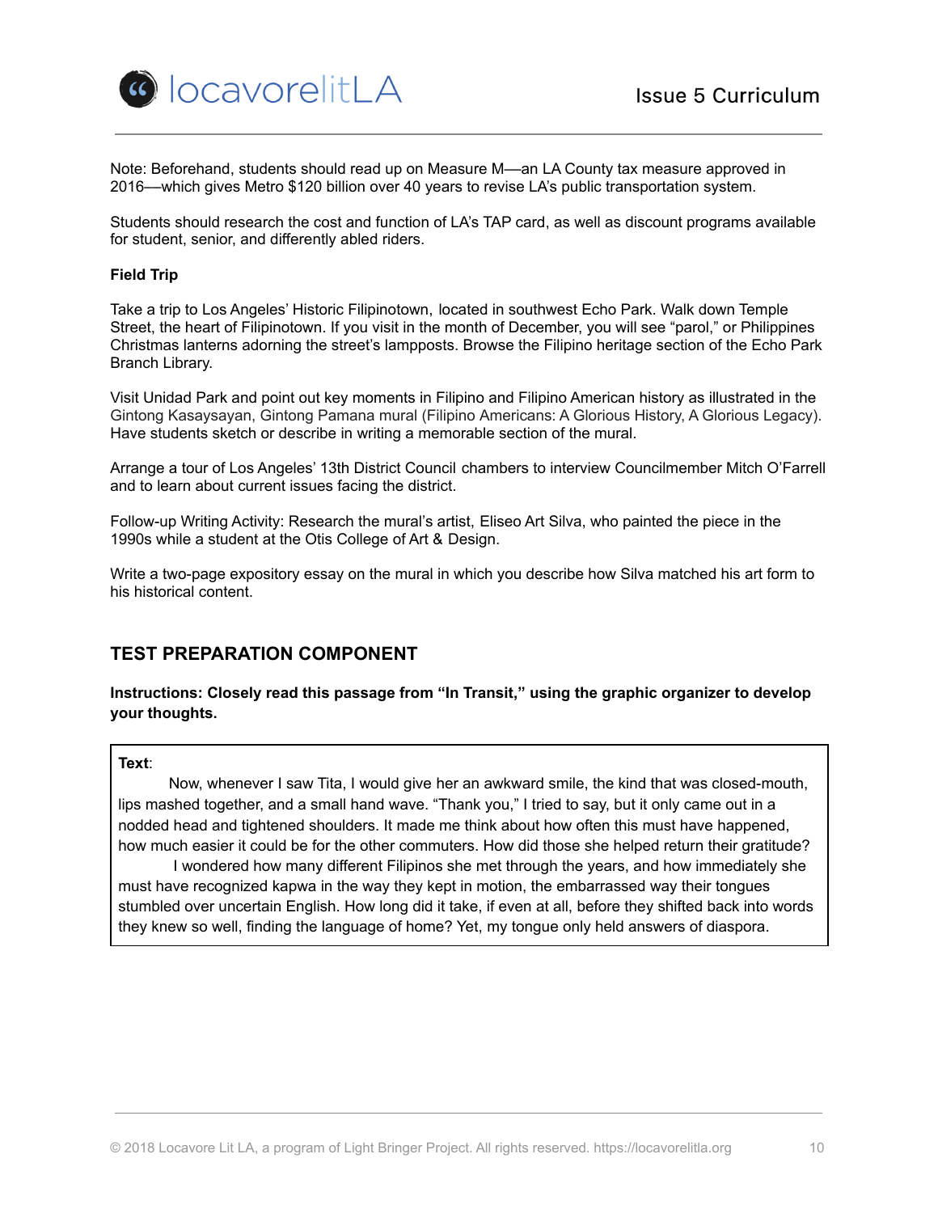Note: Beforehand, students should read up on Measure M—an LA County tax measure approved in 2016—which gives Metro $120 billion over 40 years to revise LA's public transportation system.

Students should research the cost and function of LA's TAP card, as well as discount programs available for student, senior, and differently abled riders.

**Field Trip**

Take a trip to Los Angeles' Historic Filipinotown, located in southwest Echo Park. Walk down Temple Street, the heart of Filipinotown. If you visit in the month of December, you will see "parol," or Philippines Christmas lanterns adorning the street's lampposts. Browse the Filipino heritage section of the Echo Park Branch Library.

Visit Unidad Park and point out key moments in Filipino and Filipino American history as illustrated in the Gintong Kasaysayan, Gintong Pamana mural (Filipino Americans: A Glorious History, A Glorious Legacy). Have students sketch or describe in writing a memorable section of the mural.

Arrange a tour of Los Angeles' 13th District Council chambers to interview Councilmember Mitch O'Farrell and to learn about current issues facing the district.

Follow-up Writing Activity: Research the mural's artist, Eliseo Art Silva, who painted the piece in the 1990s while a student at the Otis College of Art & Design.

Write a two-page expository essay on the mural in which you describe how Silva matched his art form to his historical content.

## TEST PREPARATION COMPONENT

**Instructions: Closely read this passage from "In Transit," using the graphic organizer to develop your thoughts.**

**Text**:

Now, whenever I saw Tita, I would give her an awkward smile, the kind that was closed-mouth, lips mashed together, and a small hand wave. "Thank you," I tried to say, but it only came out in a nodded head and tightened shoulders. It made me think about how often this must have happened, how much easier it could be for the other commuters. How did those she helped return their gratitude?

I wondered how many different Filipinos she met through the years, and how immediately she must have recognized kapwa in the way they kept in motion, the embarrassed way their tongues stumbled over uncertain English. How long did it take, if even at all, before they shifted back into words they knew so well, finding the language of home? Yet, my tongue only held answers of diaspora.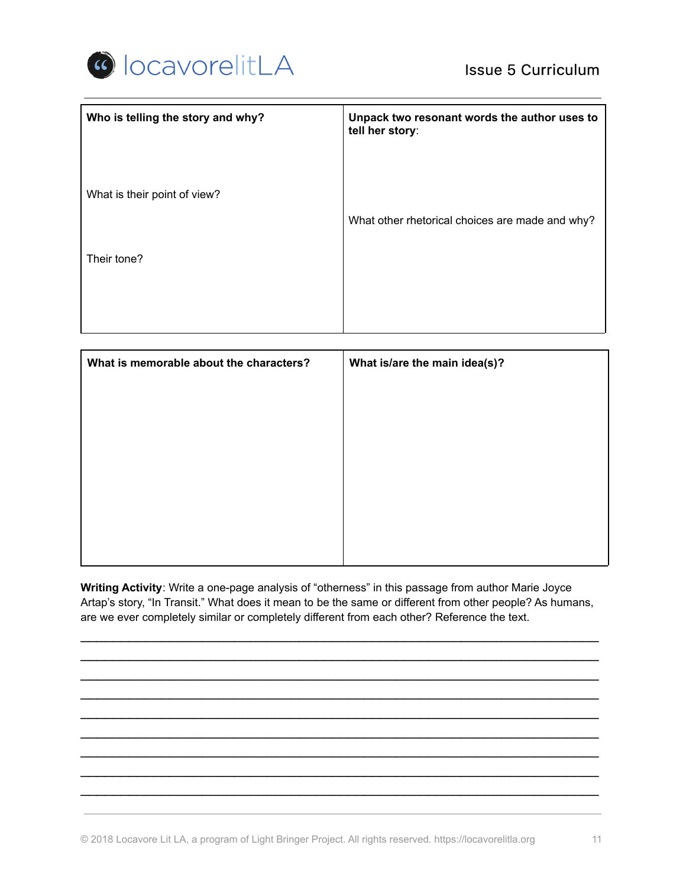| **Who is telling the story and why?**<br><br>What is their point of view?<br><br>Their tone? | **Unpack two resonant words the author uses to tell her story**:<br><br>What other rhetorical choices are made and why? |
|---|---|

| **What is memorable about the characters?** | **What is/are the main idea(s)?** |
|---|---|
| | |

**Writing Activity**: Write a one-page analysis of "otherness" in this passage from author Marie Joyce Artap's story, "In Transit." What does it mean to be the same or different from other people? As humans, are we ever completely similar or completely different from each other? Reference the text.

______________________________________________________________________________

______________________________________________________________________________

______________________________________________________________________________

______________________________________________________________________________

______________________________________________________________________________

______________________________________________________________________________

______________________________________________________________________________

______________________________________________________________________________

______________________________________________________________________________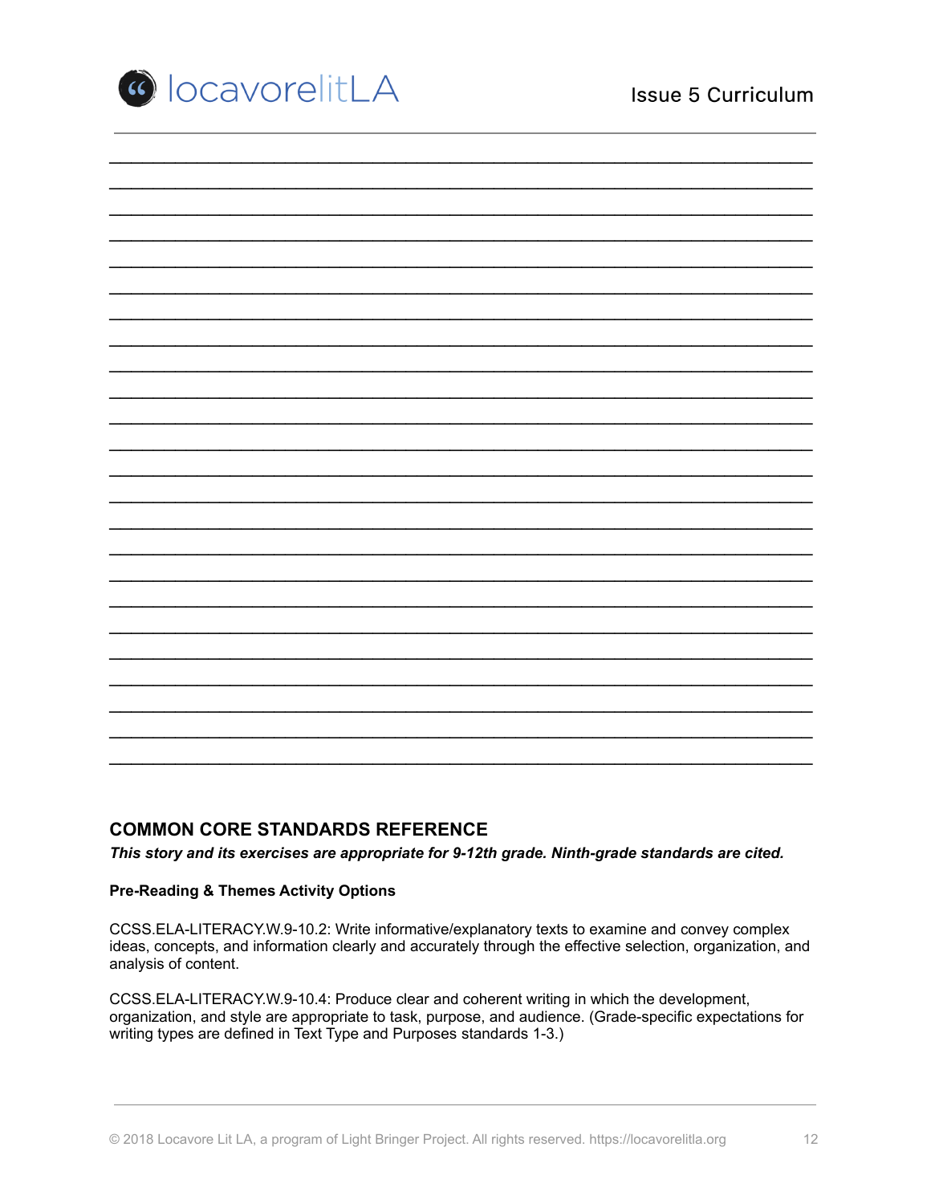______________________________________________________________________________

______________________________________________________________________________

______________________________________________________________________________

______________________________________________________________________________

______________________________________________________________________________

______________________________________________________________________________

______________________________________________________________________________

______________________________________________________________________________

______________________________________________________________________________

______________________________________________________________________________

______________________________________________________________________________

______________________________________________________________________________

______________________________________________________________________________

______________________________________________________________________________

______________________________________________________________________________

______________________________________________________________________________

______________________________________________________________________________

______________________________________________________________________________

______________________________________________________________________________

______________________________________________________________________________

______________________________________________________________________________

______________________________________________________________________________

______________________________________________________________________________

______________________________________________________________________________

## COMMON CORE STANDARDS REFERENCE

***This story and its exercises are appropriate for 9-12th grade. Ninth-grade standards are cited.***

**Pre-Reading & Themes Activity Options**

CCSS.ELA-LITERACY.W.9-10.2: Write informative/explanatory texts to examine and convey complex ideas, concepts, and information clearly and accurately through the effective selection, organization, and analysis of content.

CCSS.ELA-LITERACY.W.9-10.4: Produce clear and coherent writing in which the development, organization, and style are appropriate to task, purpose, and audience. (Grade-specific expectations for writing types are defined in Text Type and Purposes standards 1-3.)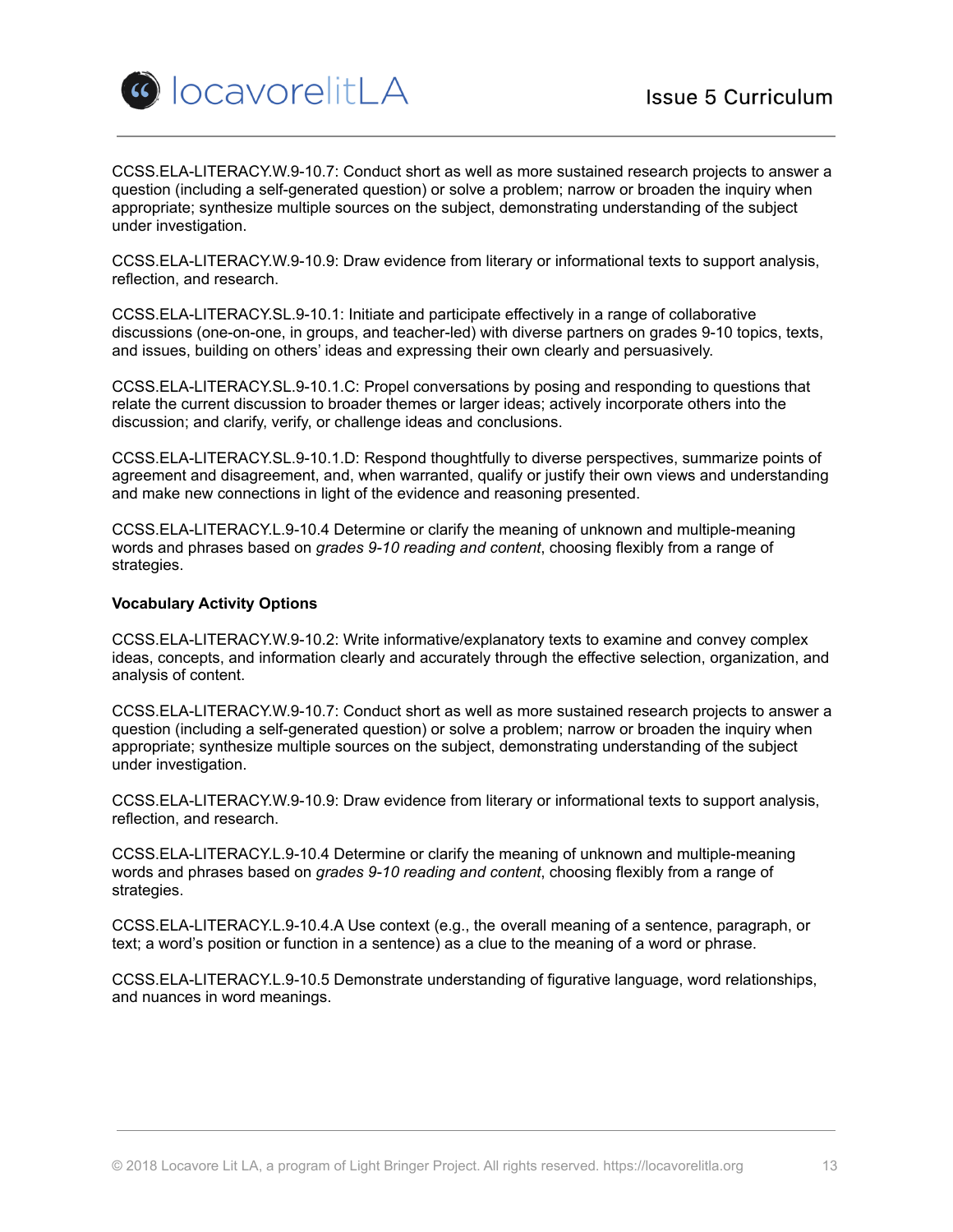CCSS.ELA-LITERACY.W.9-10.7: Conduct short as well as more sustained research projects to answer a question (including a self-generated question) or solve a problem; narrow or broaden the inquiry when appropriate; synthesize multiple sources on the subject, demonstrating understanding of the subject under investigation.

CCSS.ELA-LITERACY.W.9-10.9: Draw evidence from literary or informational texts to support analysis, reflection, and research.

CCSS.ELA-LITERACY.SL.9-10.1: Initiate and participate effectively in a range of collaborative discussions (one-on-one, in groups, and teacher-led) with diverse partners on grades 9-10 topics, texts, and issues, building on others' ideas and expressing their own clearly and persuasively.

CCSS.ELA-LITERACY.SL.9-10.1.C: Propel conversations by posing and responding to questions that relate the current discussion to broader themes or larger ideas; actively incorporate others into the discussion; and clarify, verify, or challenge ideas and conclusions.

CCSS.ELA-LITERACY.SL.9-10.1.D: Respond thoughtfully to diverse perspectives, summarize points of agreement and disagreement, and, when warranted, qualify or justify their own views and understanding and make new connections in light of the evidence and reasoning presented.

CCSS.ELA-LITERACY.L.9-10.4 Determine or clarify the meaning of unknown and multiple-meaning words and phrases based on *grades 9-10 reading and content*, choosing flexibly from a range of strategies.

**Vocabulary Activity Options**

CCSS.ELA-LITERACY.W.9-10.2: Write informative/explanatory texts to examine and convey complex ideas, concepts, and information clearly and accurately through the effective selection, organization, and analysis of content.

CCSS.ELA-LITERACY.W.9-10.7: Conduct short as well as more sustained research projects to answer a question (including a self-generated question) or solve a problem; narrow or broaden the inquiry when appropriate; synthesize multiple sources on the subject, demonstrating understanding of the subject under investigation.

CCSS.ELA-LITERACY.W.9-10.9: Draw evidence from literary or informational texts to support analysis, reflection, and research.

CCSS.ELA-LITERACY.L.9-10.4 Determine or clarify the meaning of unknown and multiple-meaning words and phrases based on *grades 9-10 reading and content*, choosing flexibly from a range of strategies.

CCSS.ELA-LITERACY.L.9-10.4.A Use context (e.g., the overall meaning of a sentence, paragraph, or text; a word's position or function in a sentence) as a clue to the meaning of a word or phrase.

CCSS.ELA-LITERACY.L.9-10.5 Demonstrate understanding of figurative language, word relationships, and nuances in word meanings.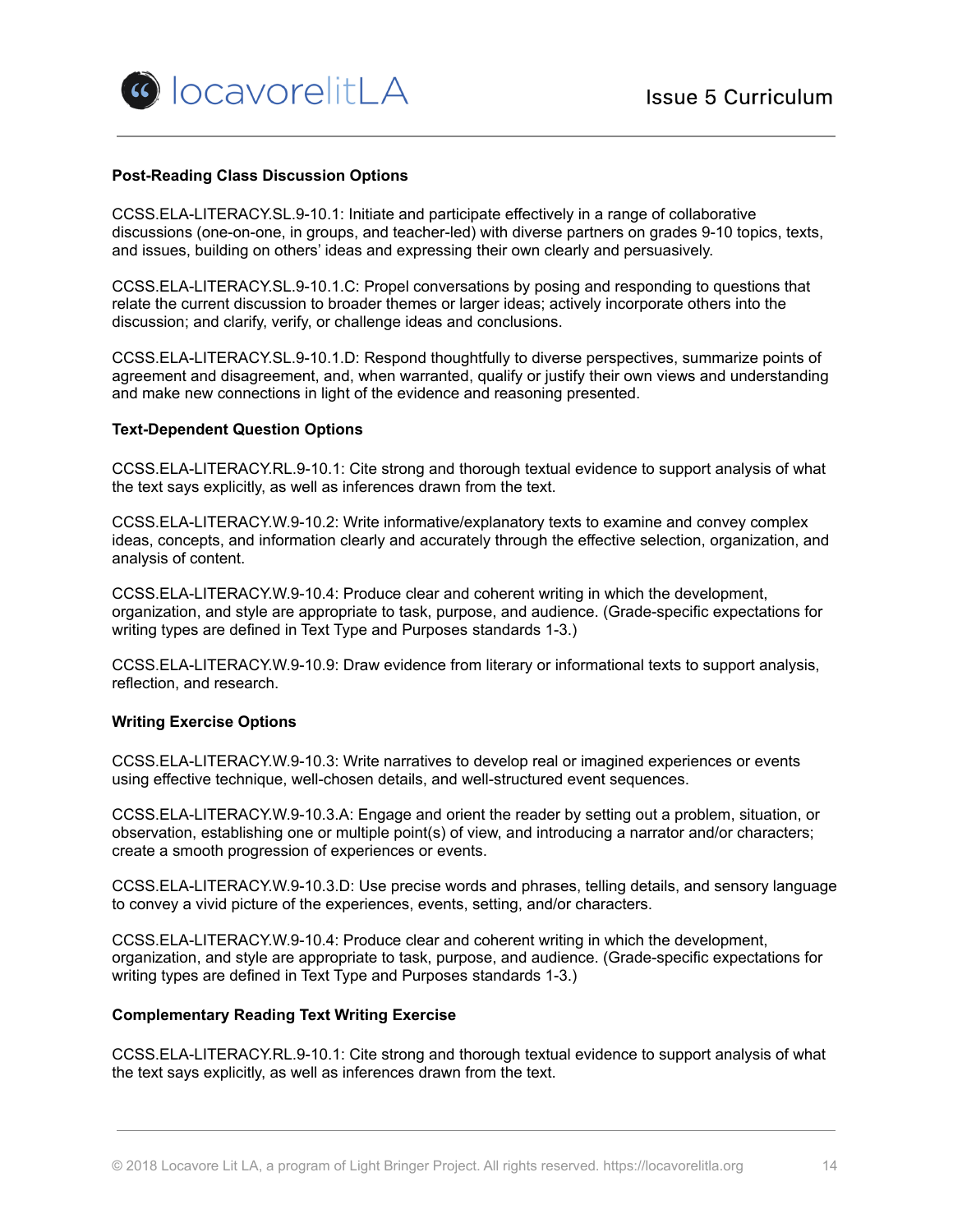**Post-Reading Class Discussion Options**

CCSS.ELA-LITERACY.SL.9-10.1: Initiate and participate effectively in a range of collaborative discussions (one-on-one, in groups, and teacher-led) with diverse partners on grades 9-10 topics, texts, and issues, building on others' ideas and expressing their own clearly and persuasively.

CCSS.ELA-LITERACY.SL.9-10.1.C: Propel conversations by posing and responding to questions that relate the current discussion to broader themes or larger ideas; actively incorporate others into the discussion; and clarify, verify, or challenge ideas and conclusions.

CCSS.ELA-LITERACY.SL.9-10.1.D: Respond thoughtfully to diverse perspectives, summarize points of agreement and disagreement, and, when warranted, qualify or justify their own views and understanding and make new connections in light of the evidence and reasoning presented.

**Text-Dependent Question Options**

CCSS.ELA-LITERACY.RL.9-10.1: Cite strong and thorough textual evidence to support analysis of what the text says explicitly, as well as inferences drawn from the text.

CCSS.ELA-LITERACY.W.9-10.2: Write informative/explanatory texts to examine and convey complex ideas, concepts, and information clearly and accurately through the effective selection, organization, and analysis of content.

CCSS.ELA-LITERACY.W.9-10.4: Produce clear and coherent writing in which the development, organization, and style are appropriate to task, purpose, and audience. (Grade-specific expectations for writing types are defined in Text Type and Purposes standards 1-3.)

CCSS.ELA-LITERACY.W.9-10.9: Draw evidence from literary or informational texts to support analysis, reflection, and research.

**Writing Exercise Options**

CCSS.ELA-LITERACY.W.9-10.3: Write narratives to develop real or imagined experiences or events using effective technique, well-chosen details, and well-structured event sequences.

CCSS.ELA-LITERACY.W.9-10.3.A: Engage and orient the reader by setting out a problem, situation, or observation, establishing one or multiple point(s) of view, and introducing a narrator and/or characters; create a smooth progression of experiences or events.

CCSS.ELA-LITERACY.W.9-10.3.D: Use precise words and phrases, telling details, and sensory language to convey a vivid picture of the experiences, events, setting, and/or characters.

CCSS.ELA-LITERACY.W.9-10.4: Produce clear and coherent writing in which the development, organization, and style are appropriate to task, purpose, and audience. (Grade-specific expectations for writing types are defined in Text Type and Purposes standards 1-3.)

**Complementary Reading Text Writing Exercise**

CCSS.ELA-LITERACY.RL.9-10.1: Cite strong and thorough textual evidence to support analysis of what the text says explicitly, as well as inferences drawn from the text.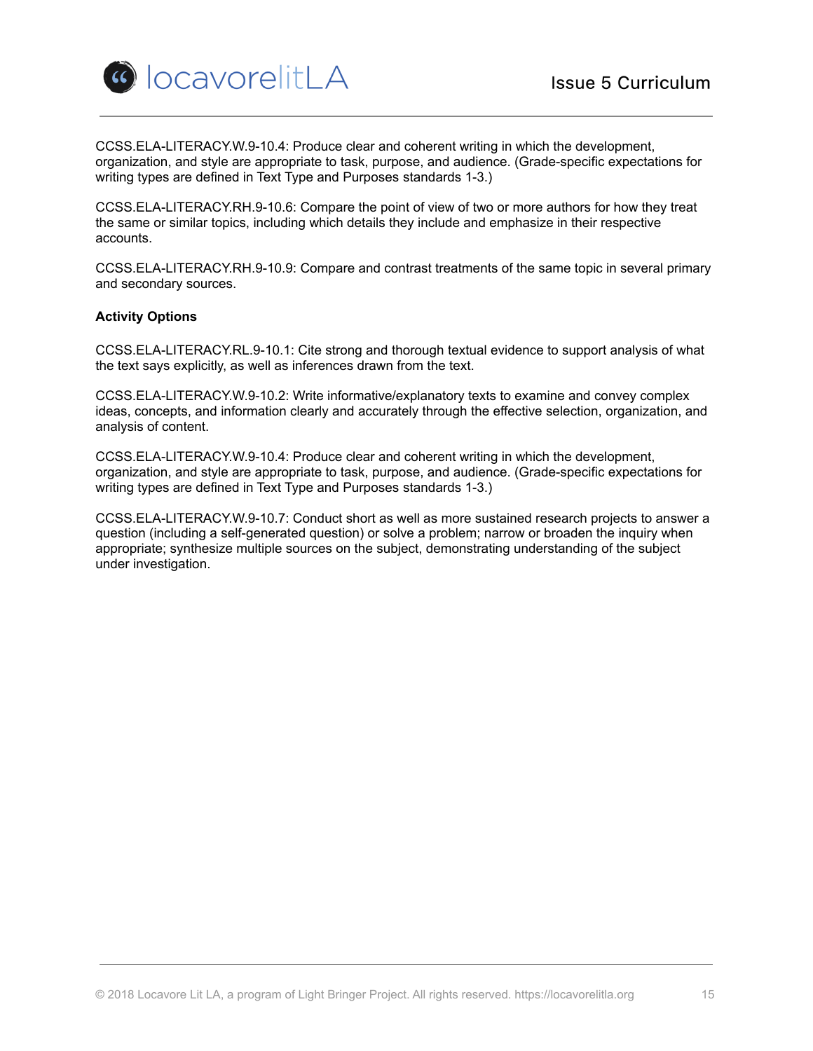CCSS.ELA-LITERACY.W.9-10.4: Produce clear and coherent writing in which the development, organization, and style are appropriate to task, purpose, and audience. (Grade-specific expectations for writing types are defined in Text Type and Purposes standards 1-3.)

CCSS.ELA-LITERACY.RH.9-10.6: Compare the point of view of two or more authors for how they treat the same or similar topics, including which details they include and emphasize in their respective accounts.

CCSS.ELA-LITERACY.RH.9-10.9: Compare and contrast treatments of the same topic in several primary and secondary sources.

**Activity Options**

CCSS.ELA-LITERACY.RL.9-10.1: Cite strong and thorough textual evidence to support analysis of what the text says explicitly, as well as inferences drawn from the text.

CCSS.ELA-LITERACY.W.9-10.2: Write informative/explanatory texts to examine and convey complex ideas, concepts, and information clearly and accurately through the effective selection, organization, and analysis of content.

CCSS.ELA-LITERACY.W.9-10.4: Produce clear and coherent writing in which the development, organization, and style are appropriate to task, purpose, and audience. (Grade-specific expectations for writing types are defined in Text Type and Purposes standards 1-3.)

CCSS.ELA-LITERACY.W.9-10.7: Conduct short as well as more sustained research projects to answer a question (including a self-generated question) or solve a problem; narrow or broaden the inquiry when appropriate; synthesize multiple sources on the subject, demonstrating understanding of the subject under investigation.